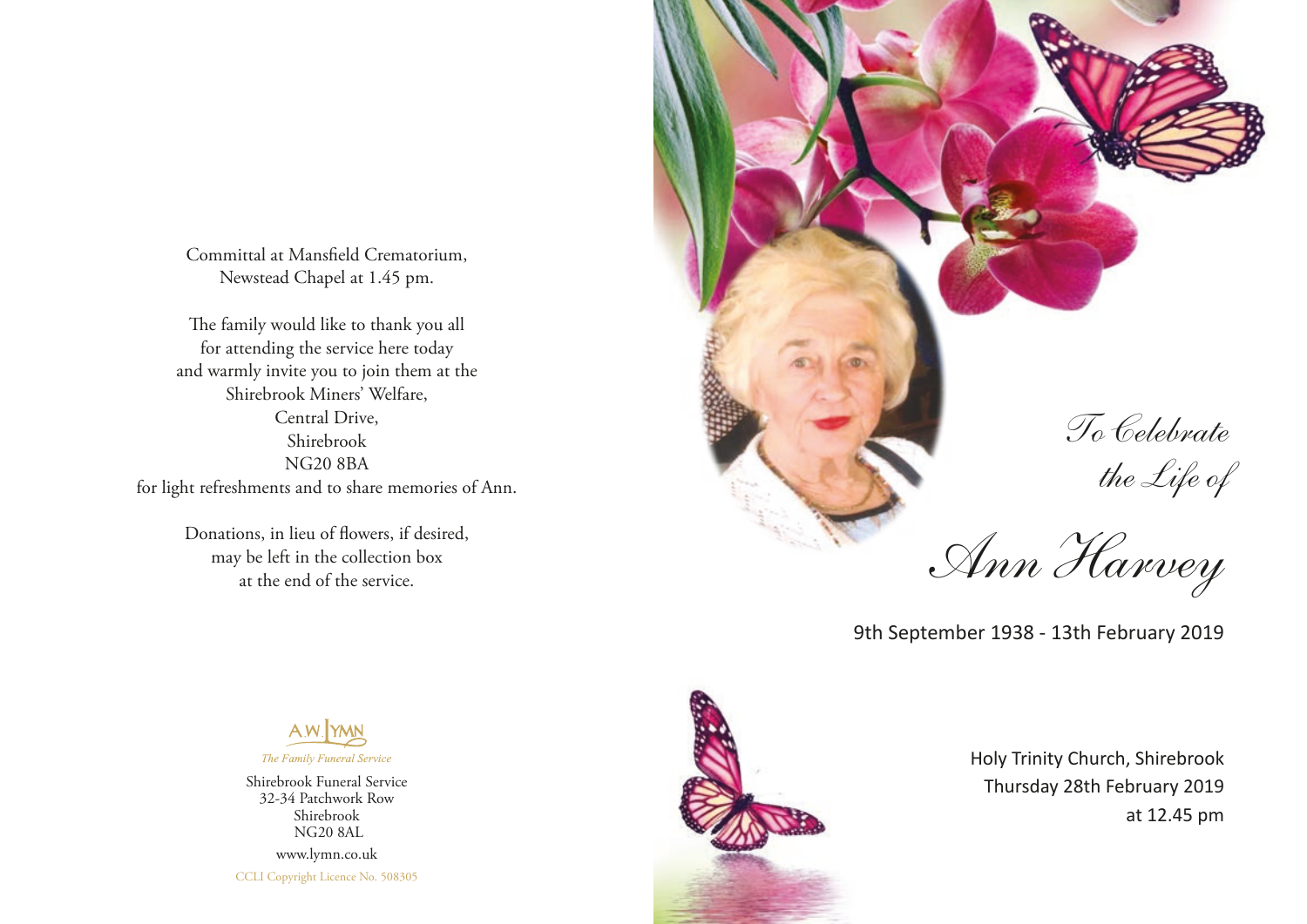Committal at Mansfield Crematorium,
Newstead Chapel at 1.45 pm.

The family would like to thank you all
for attending the service here today
and warmly invite you to join them at the
Shirebrook Miners' Welfare,
Central Drive,
Shirebrook
NG20 8BA
for light refreshments and to share memories of Ann.

Donations, in lieu of flowers, if desired,
may be left in the collection box
at the end of the service.

A.W. LYMN

*The Family Funeral Service*

Shirebrook Funeral Service
32-34 Patchwork Row
Shirebrook
NG20 8AL

www.lymn.co.uk

CCLI Copyright Licence No. 508305

*To Celebrate the Life of*

# *Ann Harvey*

9th September 1938 - 13th February 2019

Holy Trinity Church, Shirebrook
Thursday 28th February 2019
at 12.45 pm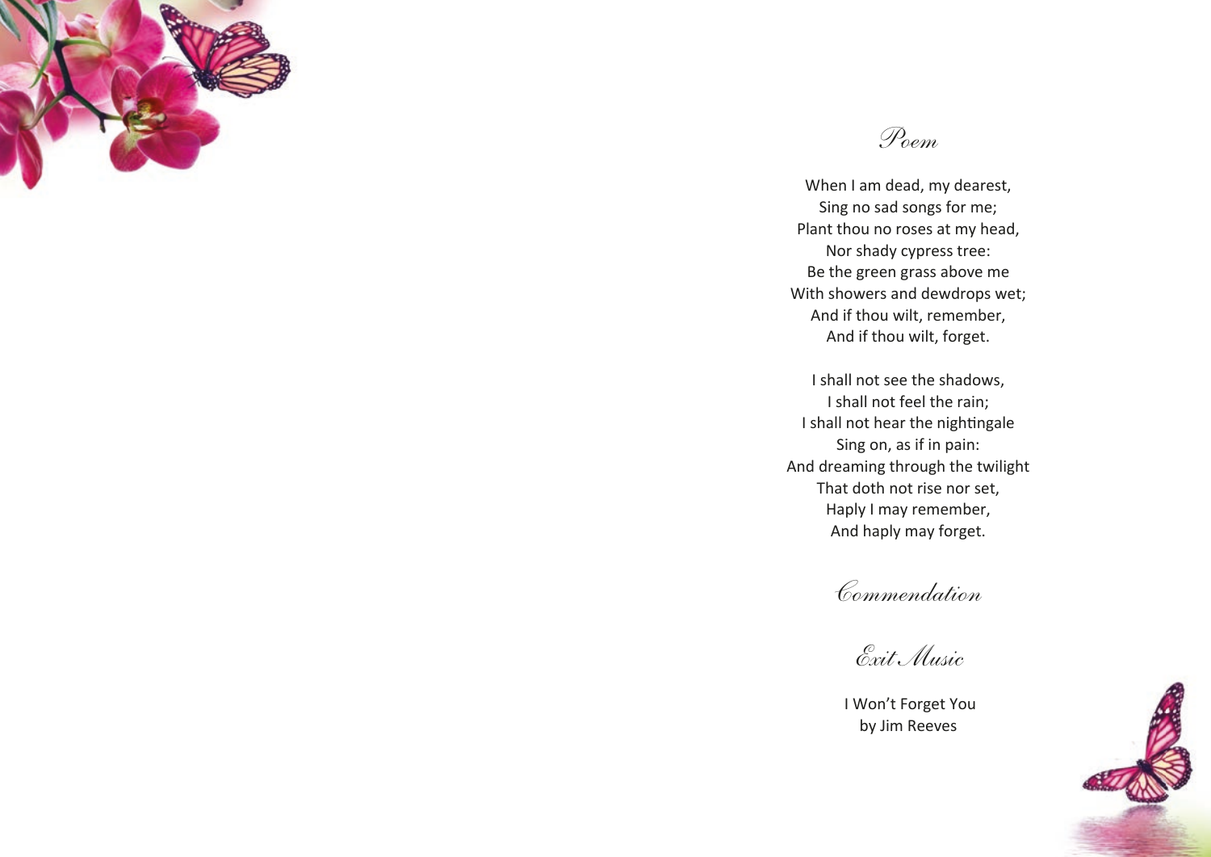## Poem

When I am dead, my dearest,
Sing no sad songs for me;
Plant thou no roses at my head,
Nor shady cypress tree:
Be the green grass above me
With showers and dewdrops wet;
And if thou wilt, remember,
And if thou wilt, forget.

I shall not see the shadows,
I shall not feel the rain;
I shall not hear the nightingale
Sing on, as if in pain:
And dreaming through the twilight
That doth not rise nor set,
Haply I may remember,
And haply may forget.

## Commendation

## Exit Music

I Won't Forget You
by Jim Reeves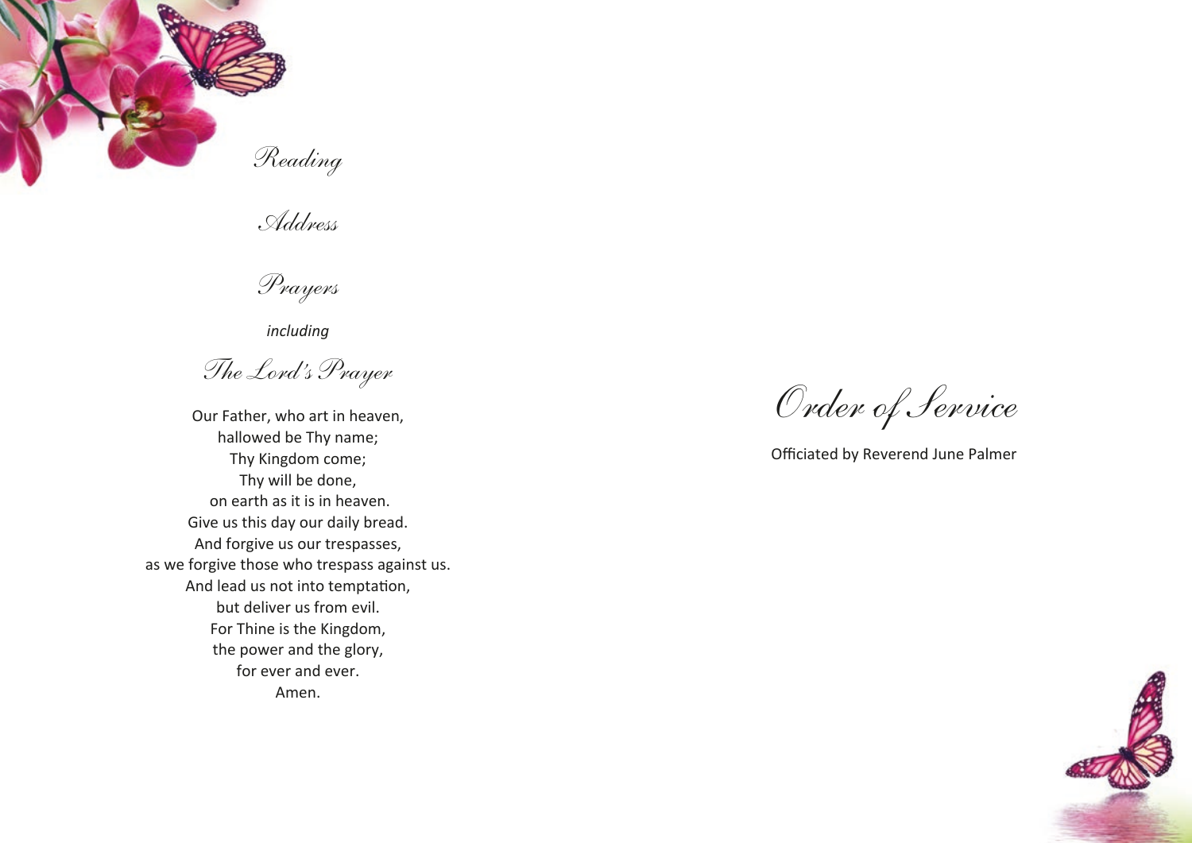## Reading

## Address

## Prayers

*including*

## The Lord's Prayer

Our Father, who art in heaven,
hallowed be Thy name;
Thy Kingdom come;
Thy will be done,
on earth as it is in heaven.
Give us this day our daily bread.
And forgive us our trespasses,
as we forgive those who trespass against us.
And lead us not into temptation,
but deliver us from evil.
For Thine is the Kingdom,
the power and the glory,
for ever and ever.
Amen.

# Order of Service

Officiated by Reverend June Palmer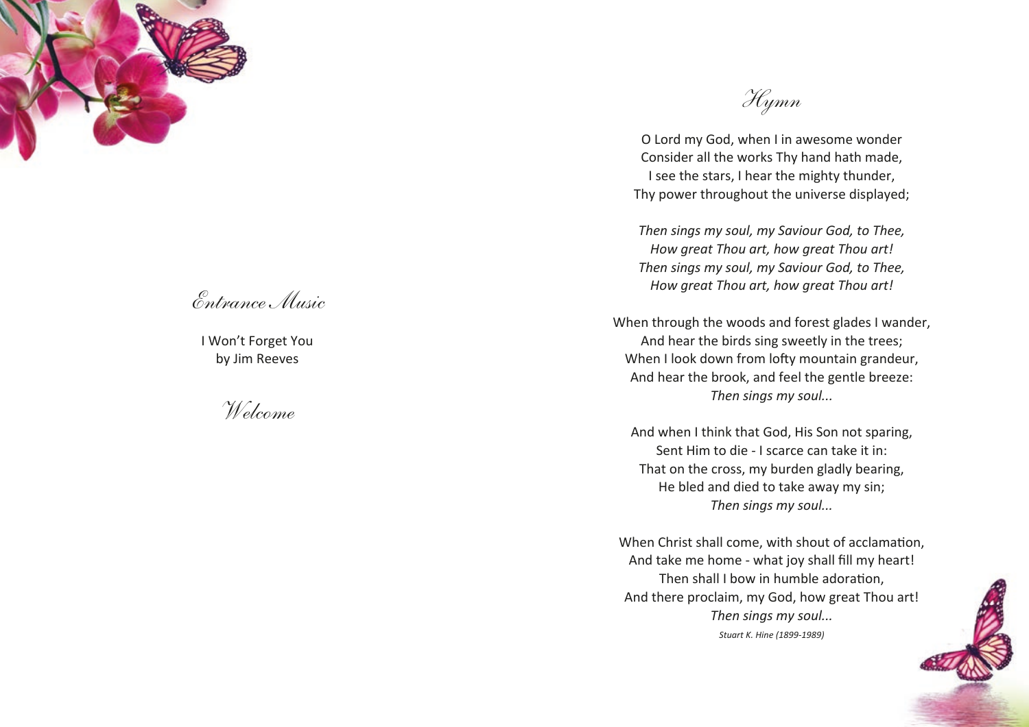## Entrance Music

I Won't Forget You
by Jim Reeves

## Welcome

## Hymn

O Lord my God, when I in awesome wonder
Consider all the works Thy hand hath made,
I see the stars, I hear the mighty thunder,
Thy power throughout the universe displayed;

*Then sings my soul, my Saviour God, to Thee,*
*How great Thou art, how great Thou art!*
*Then sings my soul, my Saviour God, to Thee,*
*How great Thou art, how great Thou art!*

When through the woods and forest glades I wander,
And hear the birds sing sweetly in the trees;
When I look down from lofty mountain grandeur,
And hear the brook, and feel the gentle breeze:
*Then sings my soul...*

And when I think that God, His Son not sparing,
Sent Him to die - I scarce can take it in:
That on the cross, my burden gladly bearing,
He bled and died to take away my sin;
*Then sings my soul...*

When Christ shall come, with shout of acclamation,
And take me home - what joy shall fill my heart!
Then shall I bow in humble adoration,
And there proclaim, my God, how great Thou art!
*Then sings my soul...*

*Stuart K. Hine (1899-1989)*